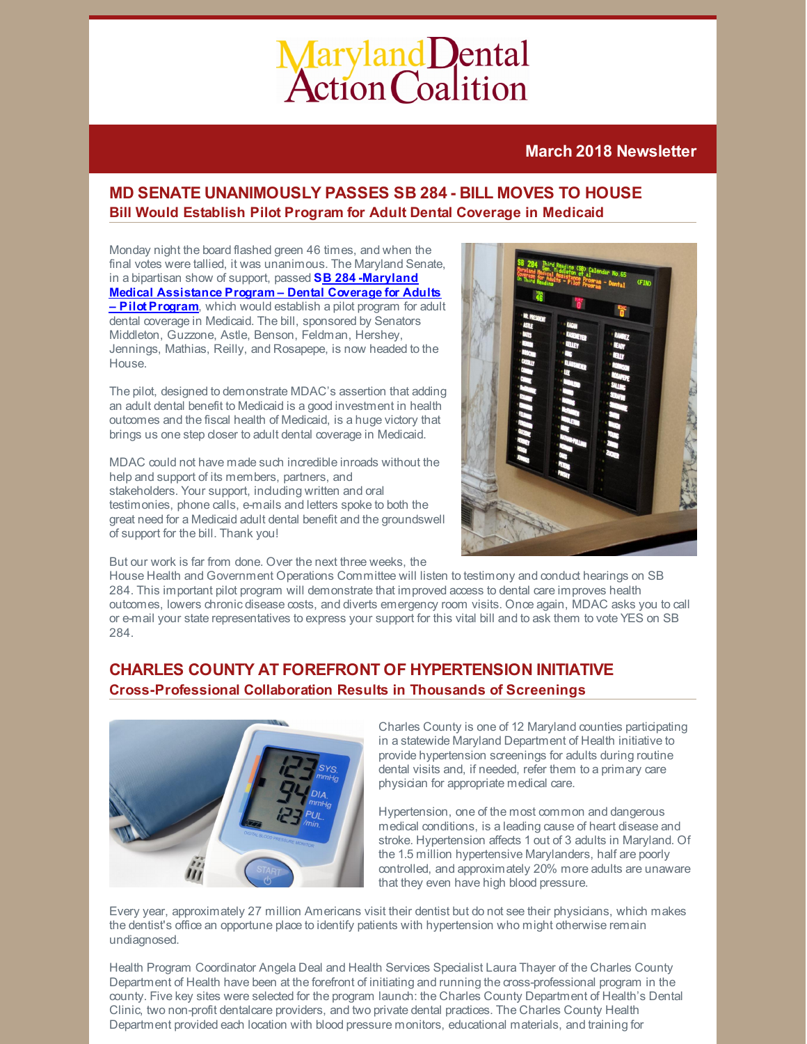# Maryland Dental Action Coalition

## March 2018 Newsletter

## MD SENATE UNANIMOUSLY PASSES SB 284 - BILL MOVES TO HOUSE

### Bill Would Establish Pilot Program for Adult Dental Coverage in Medicaid

Monday night the board flashed green 46 times, and when the final votes were tallied, it was unanimous. The Maryland Senate, in a bipartisan show of support, passed **SB 284 -Maryland Medical Assistance Program – Dental Coverage for Adults – Pilot Program**, which would establish a pilot program for adult dental coverage in Medicaid. The bill, sponsored by Senators Middleton, Guzzone, Astle, Benson, Feldman, Hershey, Jennings, Mathias, Reilly, and Rosapepe, is now headed to the House.

The pilot, designed to demonstrate MDAC's assertion that adding an adult dental benefit to Medicaid is a good investment in health outcomes and the fiscal health of Medicaid, is a huge victory that brings us one step closer to adult dental coverage in Medicaid.

MDAC could not have made such incredible inroads without the help and support of its members, partners, and stakeholders. Your support, including written and oral testimonies, phone calls, e-mails and letters spoke to both the great need for a Medicaid adult dental benefit and the groundswell of support for the bill. Thank you!

But our work is far from done. Over the next three weeks, the House Health and Government Operations Committee will listen to testimony and conduct hearings on SB 284. This important pilot program will demonstrate that improved access to dental care improves health outcomes, lowers chronic disease costs, and diverts emergency room visits. Once again, MDAC asks you to call or e-mail your state representatives to express your support for this vital bill and to ask them to vote YES on SB 284.

## CHARLES COUNTY AT FOREFRONT OF HYPERTENSION INITIATIVE

### Cross-Professional Collaboration Results in Thousands of Screenings

Charles County is one of 12 Maryland counties participating in a statewide Maryland Department of Health initiative to provide hypertension screenings for adults during routine dental visits and, if needed, refer them to a primary care physician for appropriate medical care.

Hypertension, one of the most common and dangerous medical conditions, is a leading cause of heart disease and stroke. Hypertension affects 1 out of 3 adults in Maryland. Of the 1.5 million hypertensive Marylanders, half are poorly controlled, and approximately 20% more adults are unaware that they even have high blood pressure.

Every year, approximately 27 million Americans visit their dentist but do not see their physicians, which makes the dentist's office an opportune place to identify patients with hypertension who might otherwise remain undiagnosed.

Health Program Coordinator Angela Deal and Health Services Specialist Laura Thayer of the Charles County Department of Health have been at the forefront of initiating and running the cross-professional program in the county. Five key sites were selected for the program launch: the Charles County Department of Health's Dental Clinic, two non-profit dentalcare providers, and two private dental practices. The Charles County Health Department provided each location with blood pressure monitors, educational materials, and training for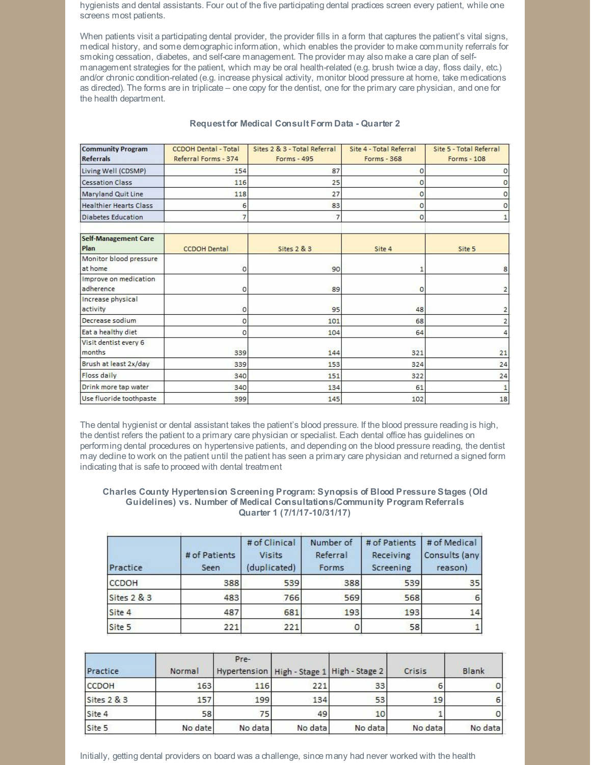hygienists and dental assistants. Four out of the five participating dental practices screen every patient, while one screens most patients.

When patients visit a participating dental provider, the provider fills in a form that captures the patient's vital signs, medical history, and some demographic information, which enables the provider to make community referrals for smoking cessation, diabetes, and self-care management. The provider may also make a care plan of self-management strategies for the patient, which may be oral health-related (e.g. brush twice a day, floss daily, etc.) and/or chronic condition-related (e.g. increase physical activity, monitor blood pressure at home, take medications as directed). The forms are in triplicate – one copy for the dentist, one for the primary care physician, and one for the health department.

**Request for Medical Consult Form Data - Quarter 2**

| Community Program Referrals | CCDOH Dental - Total Referral Forms - 374 | Sites 2 & 3 - Total Referral Forms - 495 | Site 4 - Total Referral Forms - 368 | Site 5 - Total Referral Forms - 108 |
|---|---|---|---|---|
| Living Well (CDSMP) | 154 | 87 | 0 | 0 |
| Cessation Class | 116 | 25 | 0 | 0 |
| Maryland Quit Line | 118 | 27 | 0 | 0 |
| Healthier Hearts Class | 6 | 83 | 0 | 0 |
| Diabetes Education | 7 | 7 | 0 | 1 |
| **Self-Management Care Plan** | **CCDOH Dental** | **Sites 2 & 3** | **Site 4** | **Site 5** |
| Monitor blood pressure at home | 0 | 90 | 1 | 8 |
| Improve on medication adherence | 0 | 89 | 0 | 2 |
| Increase physical activity | 0 | 95 | 48 | 2 |
| Decrease sodium | 0 | 101 | 68 | 2 |
| Eat a healthy diet | 0 | 104 | 64 | 4 |
| Visit dentist every 6 months | 339 | 144 | 321 | 21 |
| Brush at least 2x/day | 339 | 153 | 324 | 24 |
| Floss daily | 340 | 151 | 322 | 24 |
| Drink more tap water | 340 | 134 | 61 | 1 |
| Use fluoride toothpaste | 399 | 145 | 102 | 18 |

The dental hygienist or dental assistant takes the patient's blood pressure. If the blood pressure reading is high, the dentist refers the patient to a primary care physician or specialist. Each dental office has guidelines on performing dental procedures on hypertensive patients, and depending on the blood pressure reading, the dentist may decline to work on the patient until the patient has seen a primary care physician and returned a signed form indicating that is safe to proceed with dental treatment

**Charles County Hypertension Screening Program: Synopsis of Blood Pressure Stages (Old Guidelines) vs. Number of Medical Consultations/Community Program Referrals Quarter 1 (7/1/17-10/31/17)**

| Practice | # of Patients Seen | # of Clinical Visits (duplicated) | Number of Referral Forms | # of Patients Receiving Screening | # of Medical Consults (any reason) |
|---|---|---|---|---|---|
| CCDOH | 388 | 539 | 388 | 539 | 35 |
| Sites 2 & 3 | 483 | 766 | 569 | 568 | 6 |
| Site 4 | 487 | 681 | 193 | 193 | 14 |
| Site 5 | 221 | 221 | 0 | 58 | 1 |

| Practice | Normal | Pre-Hypertension | High - Stage 1 | High - Stage 2 | Crisis | Blank |
|---|---|---|---|---|---|---|
| CCDOH | 163 | 116 | 221 | 33 | 6 | 0 |
| Sites 2 & 3 | 157 | 199 | 134 | 53 | 19 | 6 |
| Site 4 | 58 | 75 | 49 | 10 | 1 | 0 |
| Site 5 | No date | No data | No data | No data | No data | No data |

Initially, getting dental providers on board was a challenge, since many had never worked with the health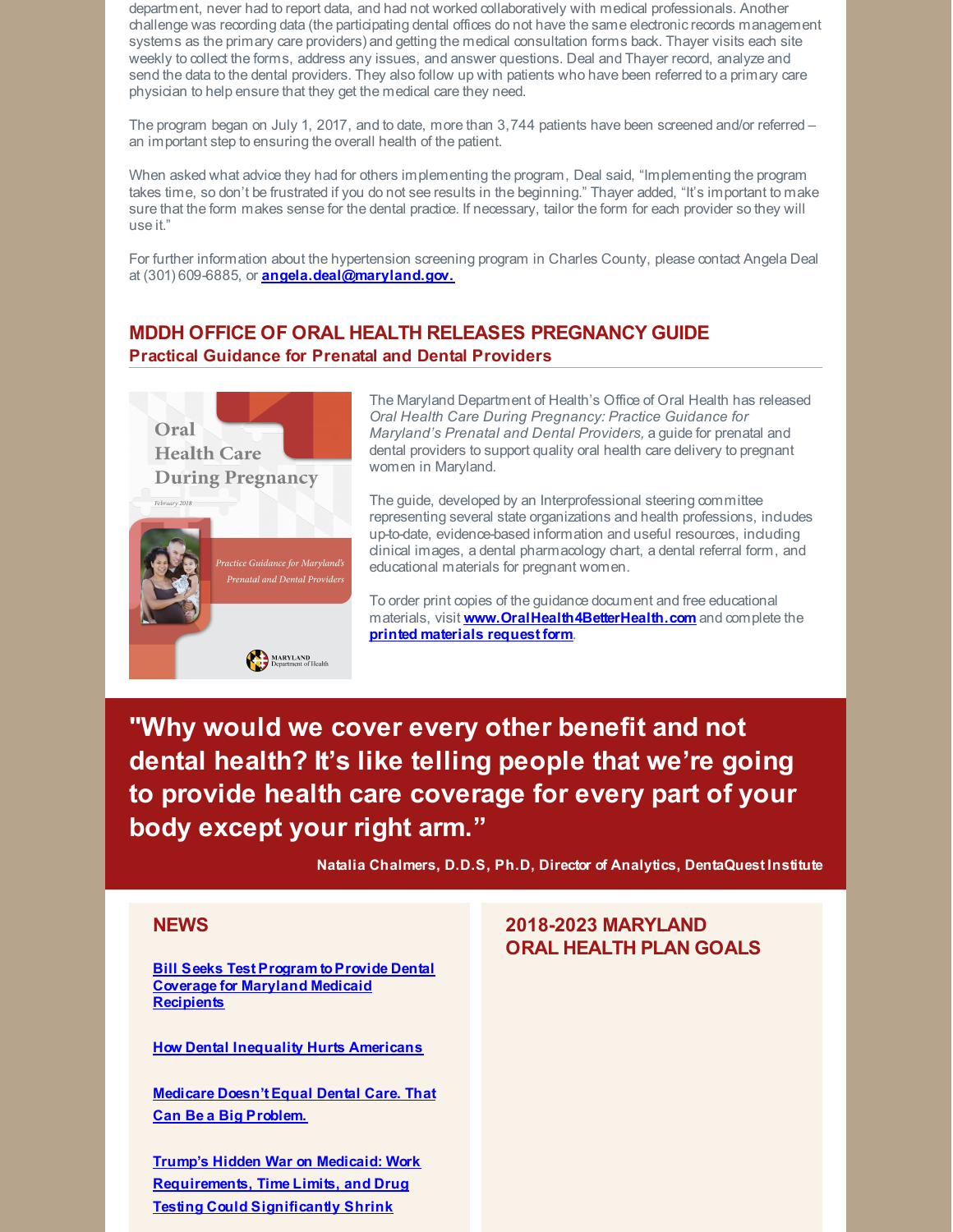department, never had to report data, and had not worked collaboratively with medical professionals. Another challenge was recording data (the participating dental offices do not have the same electronic records management systems as the primary care providers) and getting the medical consultation forms back. Thayer visits each site weekly to collect the forms, address any issues, and answer questions. Deal and Thayer record, analyze and send the data to the dental providers. They also follow up with patients who have been referred to a primary care physician to help ensure that they get the medical care they need.

The program began on July 1, 2017, and to date, more than 3,744 patients have been screened and/or referred – an important step to ensuring the overall health of the patient.

When asked what advice they had for others implementing the program, Deal said, "Implementing the program takes time, so don't be frustrated if you do not see results in the beginning." Thayer added, "It's important to make sure that the form makes sense for the dental practice. If necessary, tailor the form for each provider so they will use it."

For further information about the hypertension screening program in Charles County, please contact Angela Deal at (301) 609-6885, or **angela.deal@maryland.gov.**

## MDDH OFFICE OF ORAL HEALTH RELEASES PREGNANCY GUIDE

### Practical Guidance for Prenatal and Dental Providers

Oral Health Care During Pregnancy

*February 2018*

*Practice Guidance for Maryland's Prenatal and Dental Providers*

MARYLAND Department of Health

The Maryland Department of Health's Office of Oral Health has released *Oral Health Care During Pregnancy: Practice Guidance for Maryland's Prenatal and Dental Providers,* a guide for prenatal and dental providers to support quality oral health care delivery to pregnant women in Maryland.

The guide, developed by an Interprofessional steering committee representing several state organizations and health professions, includes up-to-date, evidence-based information and useful resources, including clinical images, a dental pharmacology chart, a dental referral form, and educational materials for pregnant women.

To order print copies of the guidance document and free educational materials, visit **www.OralHealth4BetterHealth.com** and complete the **printed materials request form**.

**"Why would we cover every other benefit and not dental health? It's like telling people that we're going to provide health care coverage for every part of your body except your right arm."**

**Natalia Chalmers, D.D.S, Ph.D, Director of Analytics, DentaQuest Institute**

## NEWS

**Bill Seeks Test Program to Provide Dental Coverage for Maryland Medicaid Recipients**

**How Dental Inequality Hurts Americans**

**Medicare Doesn't Equal Dental Care. That Can Be a Big Problem.**

**Trump's Hidden War on Medicaid: Work Requirements, Time Limits, and Drug Testing Could Significantly Shrink**

## 2018-2023 MARYLAND ORAL HEALTH PLAN GOALS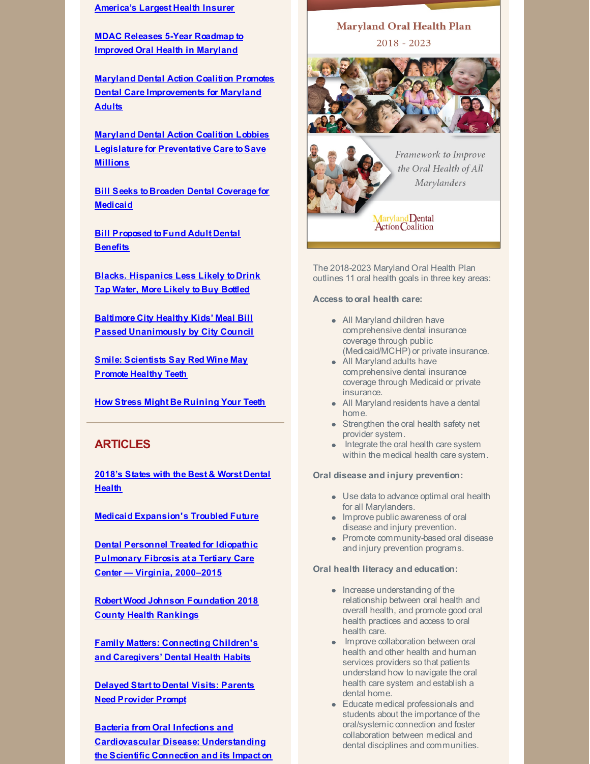America's Largest Health Insurer

MDAC Releases 5-Year Roadmap to Improved Oral Health in Maryland

Maryland Dental Action Coalition Promotes Dental Care Improvements for Maryland Adults

Maryland Dental Action Coalition Lobbies Legislature for Preventative Care to Save Millions

Bill Seeks to Broaden Dental Coverage for Medicaid

Bill Proposed to Fund Adult Dental Benefits

Blacks. Hispanics Less Likely to Drink Tap Water, More Likely to Buy Bottled

Baltimore City Healthy Kids' Meal Bill Passed Unanimously by City Council

Smile: Scientists Say Red Wine May Promote Healthy Teeth

How Stress Might Be Ruining Your Teeth

## ARTICLES

2018's States with the Best & Worst Dental Health

Medicaid Expansion's Troubled Future

Dental Personnel Treated for Idiopathic Pulmonary Fibrosis at a Tertiary Care Center — Virginia, 2000–2015

Robert Wood Johnson Foundation 2018 County Health Rankings

Family Matters: Connecting Children's and Caregivers' Dental Health Habits

Delayed Start to Dental Visits: Parents Need Provider Prompt

Bacteria from Oral Infections and Cardiovascular Disease: Understanding the Scientific Connection and its Impact on

Maryland Oral Health Plan

2018 - 2023

*Framework to Improve the Oral Health of All Marylanders*

Maryland Dental Action Coalition

The 2018-2023 Maryland Oral Health Plan outlines 11 oral health goals in three key areas:

**Access to oral health care:**

- All Maryland children have comprehensive dental insurance coverage through public (Medicaid/MCHP) or private insurance.
- All Maryland adults have comprehensive dental insurance coverage through Medicaid or private insurance.
- All Maryland residents have a dental home.
- Strengthen the oral health safety net provider system.
- Integrate the oral health care system within the medical health care system.

**Oral disease and injury prevention:**

- Use data to advance optimal oral health for all Marylanders.
- Improve public awareness of oral disease and injury prevention.
- Promote community-based oral disease and injury prevention programs.

**Oral health literacy and education:**

- Increase understanding of the relationship between oral health and overall health, and promote good oral health practices and access to oral health care.
- Improve collaboration between oral health and other health and human services providers so that patients understand how to navigate the oral health care system and establish a dental home.
- Educate medical professionals and students about the importance of the oral/systemic connection and foster collaboration between medical and dental disciplines and communities.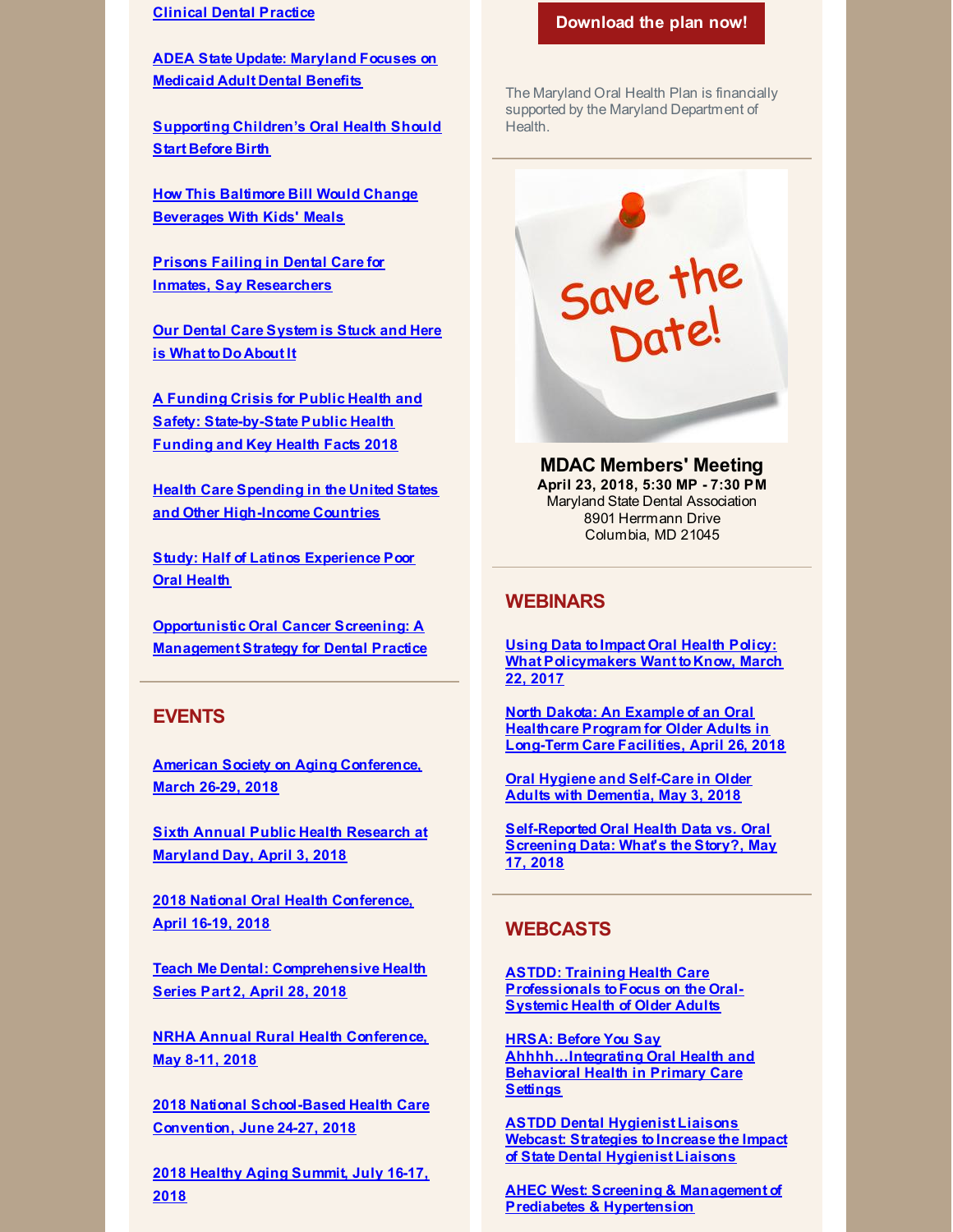Clinical Dental Practice

ADEA State Update: Maryland Focuses on Medicaid Adult Dental Benefits

Supporting Children's Oral Health Should Start Before Birth

How This Baltimore Bill Would Change Beverages With Kids' Meals

Prisons Failing in Dental Care for Inmates, Say Researchers

Our Dental Care System is Stuck and Here is What to Do About It

A Funding Crisis for Public Health and Safety: State-by-State Public Health Funding and Key Health Facts 2018

Health Care Spending in the United States and Other High-Income Countries

Study: Half of Latinos Experience Poor Oral Health

Opportunistic Oral Cancer Screening: A Management Strategy for Dental Practice

## EVENTS

American Society on Aging Conference, March 26-29, 2018

Sixth Annual Public Health Research at Maryland Day, April 3, 2018

2018 National Oral Health Conference, April 16-19, 2018

Teach Me Dental: Comprehensive Health Series Part 2, April 28, 2018

NRHA Annual Rural Health Conference, May 8-11, 2018

2018 National School-Based Health Care Convention, June 24-27, 2018

2018 Healthy Aging Summit, July 16-17, 2018

**Download the plan now!**

The Maryland Oral Health Plan is financially supported by the Maryland Department of Health.

Save the Date!

**MDAC Members' Meeting**
**April 23, 2018, 5:30 MP - 7:30 PM**
Maryland State Dental Association
8901 Herrmann Drive
Columbia, MD 21045

## WEBINARS

Using Data to Impact Oral Health Policy: What Policymakers Want to Know, March 22, 2017

North Dakota: An Example of an Oral Healthcare Program for Older Adults in Long-Term Care Facilities, April 26, 2018

Oral Hygiene and Self-Care in Older Adults with Dementia, May 3, 2018

Self-Reported Oral Health Data vs. Oral Screening Data: What's the Story?, May 17, 2018

## WEBCASTS

ASTDD: Training Health Care Professionals to Focus on the Oral-Systemic Health of Older Adults

HRSA: Before You Say Ahhhh...Integrating Oral Health and Behavioral Health in Primary Care Settings

ASTDD Dental Hygienist Liaisons Webcast: Strategies to Increase the Impact of State Dental Hygienist Liaisons

AHEC West: Screening & Management of Prediabetes & Hypertension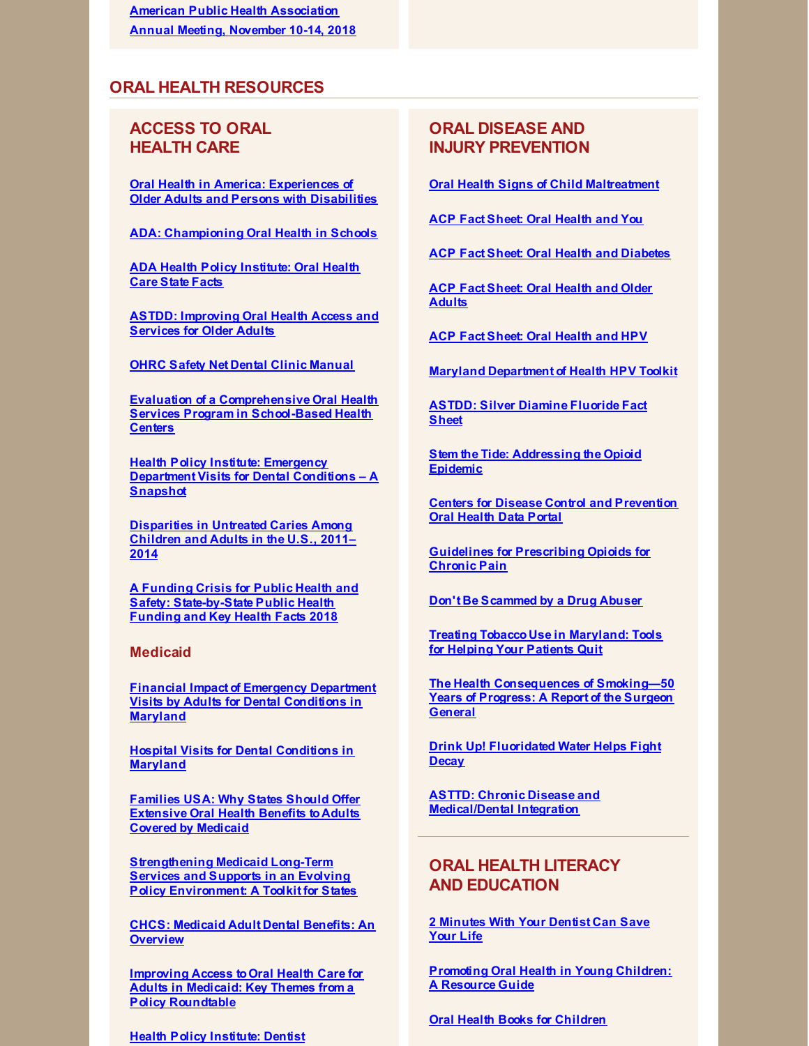American Public Health Association Annual Meeting, November 10-14, 2018

## ORAL HEALTH RESOURCES

### ACCESS TO ORAL HEALTH CARE

Oral Health in America: Experiences of Older Adults and Persons with Disabilities

ADA: Championing Oral Health in Schools

ADA Health Policy Institute: Oral Health Care State Facts

ASTDD: Improving Oral Health Access and Services for Older Adults

OHRC Safety Net Dental Clinic Manual

Evaluation of a Comprehensive Oral Health Services Program in School-Based Health Centers

Health Policy Institute: Emergency Department Visits for Dental Conditions – A Snapshot

Disparities in Untreated Caries Among Children and Adults in the U.S., 2011–2014

A Funding Crisis for Public Health and Safety: State-by-State Public Health Funding and Key Health Facts 2018

#### Medicaid

Financial Impact of Emergency Department Visits by Adults for Dental Conditions in Maryland

Hospital Visits for Dental Conditions in Maryland

Families USA: Why States Should Offer Extensive Oral Health Benefits to Adults Covered by Medicaid

Strengthening Medicaid Long-Term Services and Supports in an Evolving Policy Environment: A Toolkit for States

CHCS: Medicaid Adult Dental Benefits: An Overview

Improving Access to Oral Health Care for Adults in Medicaid: Key Themes from a Policy Roundtable

Health Policy Institute: Dentist

### ORAL DISEASE AND INJURY PREVENTION

Oral Health Signs of Child Maltreatment

ACP Fact Sheet: Oral Health and You

ACP Fact Sheet: Oral Health and Diabetes

ACP Fact Sheet: Oral Health and Older Adults

ACP Fact Sheet: Oral Health and HPV

Maryland Department of Health HPV Toolkit

ASTDD: Silver Diamine Fluoride Fact Sheet

Stem the Tide: Addressing the Opioid Epidemic

Centers for Disease Control and Prevention Oral Health Data Portal

Guidelines for Prescribing Opioids for Chronic Pain

Don't Be Scammed by a Drug Abuser

Treating Tobacco Use in Maryland: Tools for Helping Your Patients Quit

The Health Consequences of Smoking—50 Years of Progress: A Report of the Surgeon General

Drink Up! Fluoridated Water Helps Fight Decay

ASTTD: Chronic Disease and Medical/Dental Integration

### ORAL HEALTH LITERACY AND EDUCATION

2 Minutes With Your Dentist Can Save Your Life

Promoting Oral Health in Young Children: A Resource Guide

Oral Health Books for Children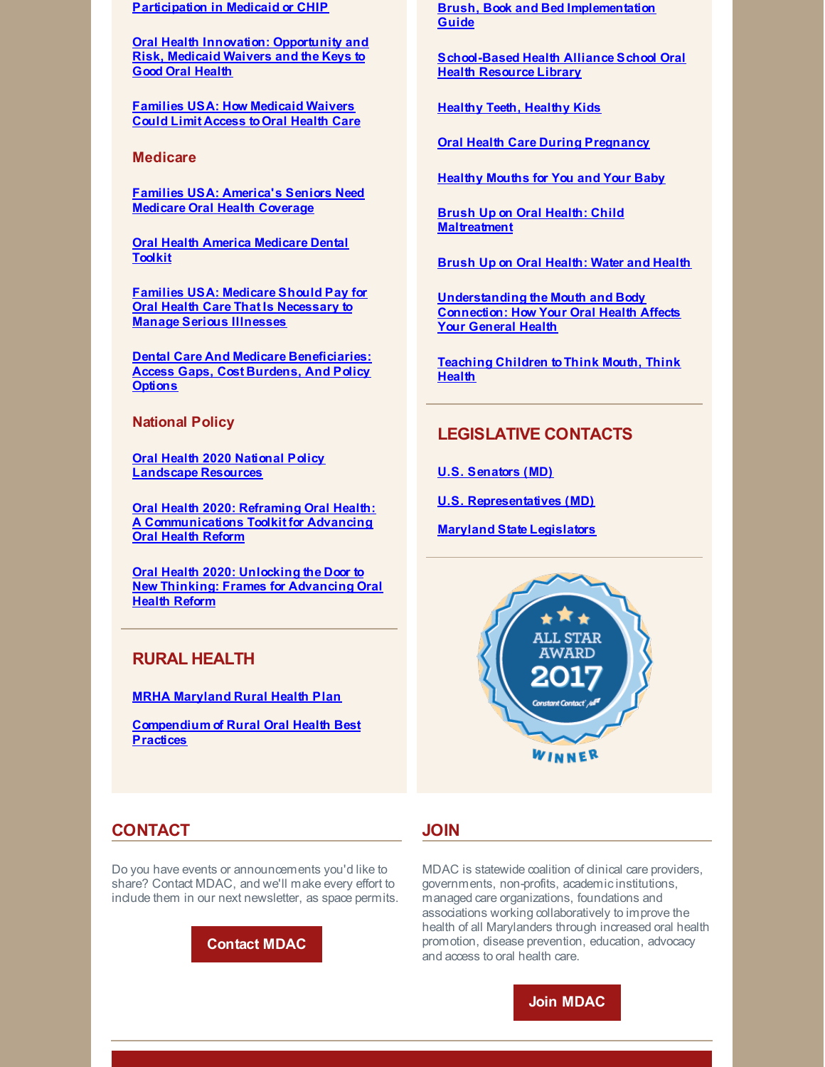Participation in Medicaid or CHIP

Oral Health Innovation: Opportunity and Risk, Medicaid Waivers and the Keys to Good Oral Health

Families USA: How Medicaid Waivers Could Limit Access to Oral Health Care

### Medicare

Families USA: America's Seniors Need Medicare Oral Health Coverage

Oral Health America Medicare Dental Toolkit

Families USA: Medicare Should Pay for Oral Health Care That Is Necessary to Manage Serious Illnesses

Dental Care And Medicare Beneficiaries: Access Gaps, Cost Burdens, And Policy Options

### National Policy

Oral Health 2020 National Policy Landscape Resources

Oral Health 2020: Reframing Oral Health: A Communications Toolkit for Advancing Oral Health Reform

Oral Health 2020: Unlocking the Door to New Thinking: Frames for Advancing Oral Health Reform

## RURAL HEALTH

MRHA Maryland Rural Health Plan

Compendium of Rural Oral Health Best Practices

Brush, Book and Bed Implementation Guide

School-Based Health Alliance School Oral Health Resource Library

Healthy Teeth, Healthy Kids

Oral Health Care During Pregnancy

Healthy Mouths for You and Your Baby

Brush Up on Oral Health: Child Maltreatment

Brush Up on Oral Health: Water and Health

Understanding the Mouth and Body Connection: How Your Oral Health Affects Your General Health

Teaching Children to Think Mouth, Think Health

## LEGISLATIVE CONTACTS

U.S. Senators (MD)

U.S. Representatives (MD)

Maryland State Legislators

ALL STAR AWARD 2017 Constant Contact WINNER

## CONTACT

Do you have events or announcements you'd like to share? Contact MDAC, and we'll make every effort to include them in our next newsletter, as space permits.

**Contact MDAC**

## JOIN

MDAC is statewide coalition of clinical care providers, governments, non-profits, academic institutions, managed care organizations, foundations and associations working collaboratively to improve the health of all Marylanders through increased oral health promotion, disease prevention, education, advocacy and access to oral health care.

**Join MDAC**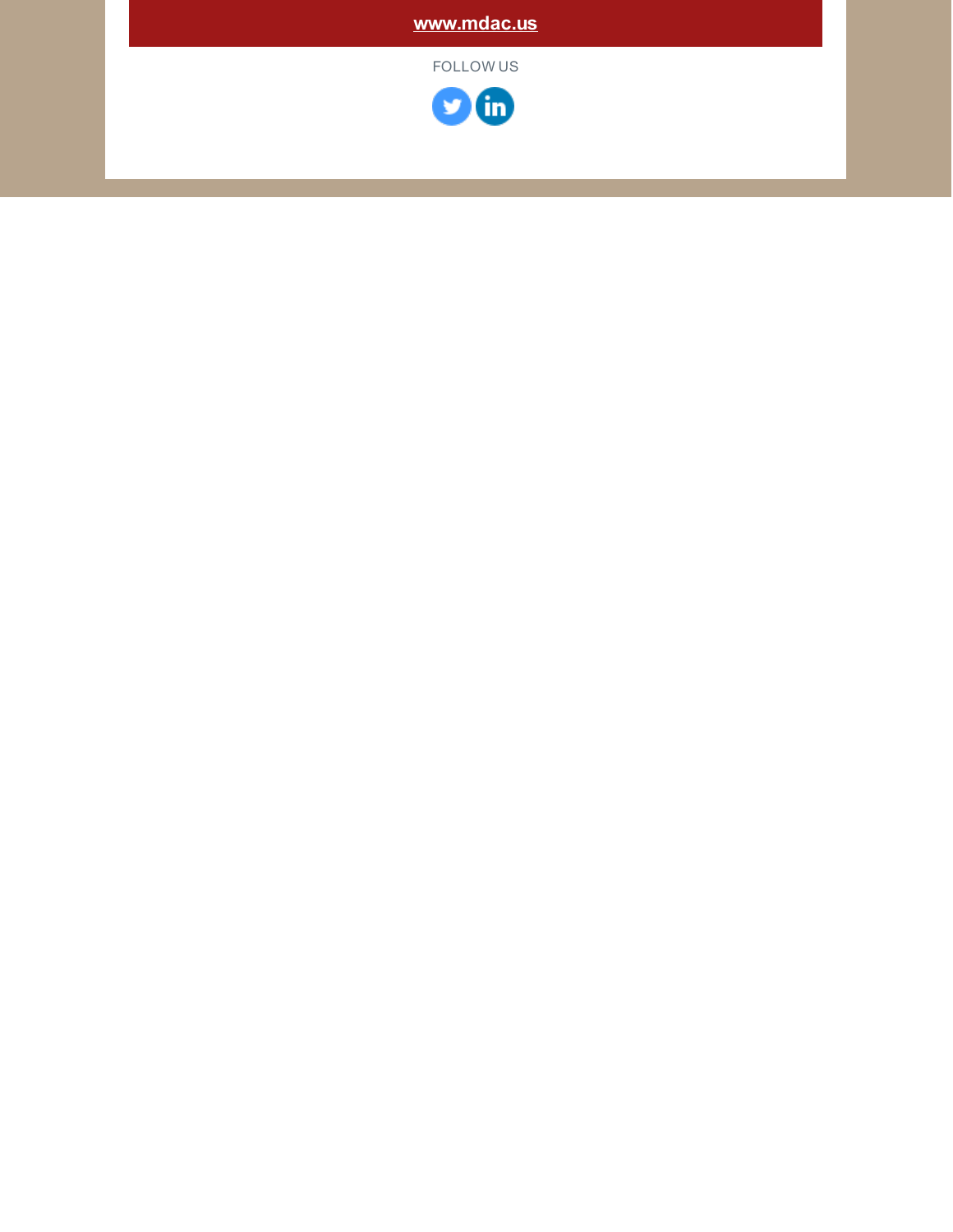**www.mdac.us**

FOLLOW US